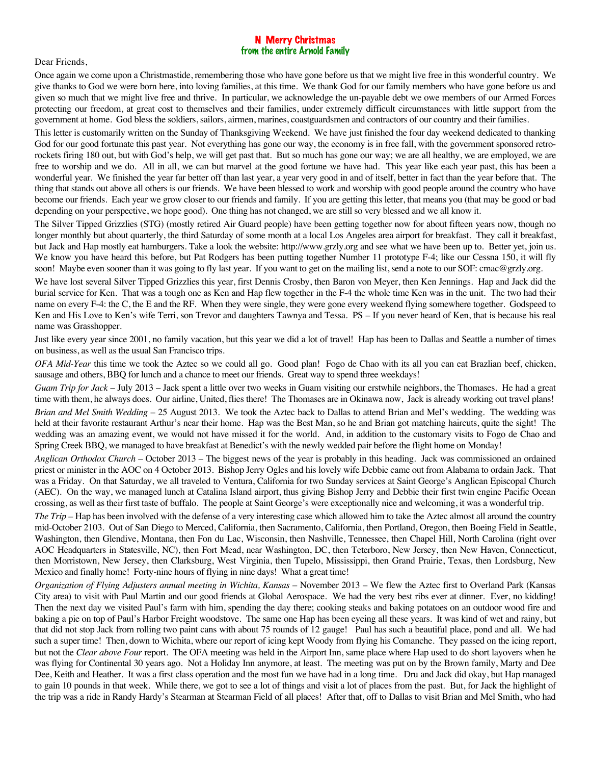**N Merry Christmas**
**from the entire Arnold Family**

Dear Friends,

Once again we come upon a Christmastide, remembering those who have gone before us that we might live free in this wonderful country. We give thanks to God we were born here, into loving families, at this time. We thank God for our family members who have gone before us and given so much that we might live free and thrive. In particular, we acknowledge the un-payable debt we owe members of our Armed Forces protecting our freedom, at great cost to themselves and their families, under extremely difficult circumstances with little support from the government at home. God bless the soldiers, sailors, airmen, marines, coastguardsmen and contractors of our country and their families.

This letter is customarily written on the Sunday of Thanksgiving Weekend. We have just finished the four day weekend dedicated to thanking God for our good fortunate this past year. Not everything has gone our way, the economy is in free fall, with the government sponsored retro-rockets firing 180 out, but with God's help, we will get past that. But so much has gone our way; we are all healthy, we are employed, we are free to worship and we do. All in all, we can but marvel at the good fortune we have had. This year like each year past, this has been a wonderful year. We finished the year far better off than last year, a year very good in and of itself, better in fact than the year before that. The thing that stands out above all others is our friends. We have been blessed to work and worship with good people around the country who have become our friends. Each year we grow closer to our friends and family. If you are getting this letter, that means you (that may be good or bad depending on your perspective, we hope good). One thing has not changed, we are still so very blessed and we all know it.

The Silver Tipped Grizzlies (STG) (mostly retired Air Guard people) have been getting together now for about fifteen years now, though no longer monthly but about quarterly, the third Saturday of some month at a local Los Angeles area airport for breakfast. They call it breakfast, but Jack and Hap mostly eat hamburgers. Take a look the website: http://www.grzly.org and see what we have been up to. Better yet, join us. We know you have heard this before, but Pat Rodgers has been putting together Number 11 prototype F-4; like our Cessna 150, it will fly soon! Maybe even sooner than it was going to fly last year. If you want to get on the mailing list, send a note to our SOF: cmac@grzly.org.

We have lost several Silver Tipped Grizzlies this year, first Dennis Crosby, then Baron von Meyer, then Ken Jennings. Hap and Jack did the burial service for Ken. That was a tough one as Ken and Hap flew together in the F-4 the whole time Ken was in the unit. The two had their name on every F-4: the C, the E and the RF. When they were single, they were gone every weekend flying somewhere together. Godspeed to Ken and His Love to Ken's wife Terri, son Trevor and daughters Tawnya and Tessa. PS – If you never heard of Ken, that is because his real name was Grasshopper.

Just like every year since 2001, no family vacation, but this year we did a lot of travel! Hap has been to Dallas and Seattle a number of times on business, as well as the usual San Francisco trips.

*OFA Mid-Year* this time we took the Aztec so we could all go. Good plan! Fogo de Chao with its all you can eat Brazlian beef, chicken, sausage and others, BBQ for lunch and a chance to meet our friends. Great way to spend three weekdays!

*Guam Trip for Jack* – July 2013 – Jack spent a little over two weeks in Guam visiting our erstwhile neighbors, the Thomases. He had a great time with them, he always does. Our airline, United, flies there! The Thomases are in Okinawa now, Jack is already working out travel plans!

*Brian and Mel Smith Wedding* – 25 August 2013. We took the Aztec back to Dallas to attend Brian and Mel's wedding. The wedding was held at their favorite restaurant Arthur's near their home. Hap was the Best Man, so he and Brian got matching haircuts, quite the sight! The wedding was an amazing event, we would not have missed it for the world. And, in addition to the customary visits to Fogo de Chao and Spring Creek BBQ, we managed to have breakfast at Benedict's with the newly wedded pair before the flight home on Monday!

*Anglican Orthodox Church* – October 2013 – The biggest news of the year is probably in this heading. Jack was commissioned an ordained priest or minister in the AOC on 4 October 2013. Bishop Jerry Ogles and his lovely wife Debbie came out from Alabama to ordain Jack. That was a Friday. On that Saturday, we all traveled to Ventura, California for two Sunday services at Saint George's Anglican Episcopal Church (AEC). On the way, we managed lunch at Catalina Island airport, thus giving Bishop Jerry and Debbie their first twin engine Pacific Ocean crossing, as well as their first taste of buffalo. The people at Saint George's were exceptionally nice and welcoming, it was a wonderful trip.

*The Trip* – Hap has been involved with the defense of a very interesting case which allowed him to take the Aztec almost all around the country mid-October 2103. Out of San Diego to Merced, California, then Sacramento, California, then Portland, Oregon, then Boeing Field in Seattle, Washington, then Glendive, Montana, then Fon du Lac, Wisconsin, then Nashville, Tennessee, then Chapel Hill, North Carolina (right over AOC Headquarters in Statesville, NC), then Fort Mead, near Washington, DC, then Teterboro, New Jersey, then New Haven, Connecticut, then Morristown, New Jersey, then Clarksburg, West Virginia, then Tupelo, Mississippi, then Grand Prairie, Texas, then Lordsburg, New Mexico and finally home! Forty-nine hours of flying in nine days! What a great time!

*Organization of Flying Adjusters annual meeting in Wichita, Kansas* – November 2013 – We flew the Aztec first to Overland Park (Kansas City area) to visit with Paul Martin and our good friends at Global Aerospace. We had the very best ribs ever at dinner. Ever, no kidding! Then the next day we visited Paul's farm with him, spending the day there; cooking steaks and baking potatoes on an outdoor wood fire and baking a pie on top of Paul's Harbor Freight woodstove. The same one Hap has been eyeing all these years. It was kind of wet and rainy, but that did not stop Jack from rolling two paint cans with about 75 rounds of 12 gauge! Paul has such a beautiful place, pond and all. We had such a super time! Then, down to Wichita, where our report of icing kept Woody from flying his Comanche. They passed on the icing report, but not the *Clear above Four* report. The OFA meeting was held in the Airport Inn, same place where Hap used to do short layovers when he was flying for Continental 30 years ago. Not a Holiday Inn anymore, at least. The meeting was put on by the Brown family, Marty and Dee Dee, Keith and Heather. It was a first class operation and the most fun we have had in a long time. Dru and Jack did okay, but Hap managed to gain 10 pounds in that week. While there, we got to see a lot of things and visit a lot of places from the past. But, for Jack the highlight of the trip was a ride in Randy Hardy's Stearman at Stearman Field of all places! After that, off to Dallas to visit Brian and Mel Smith, who had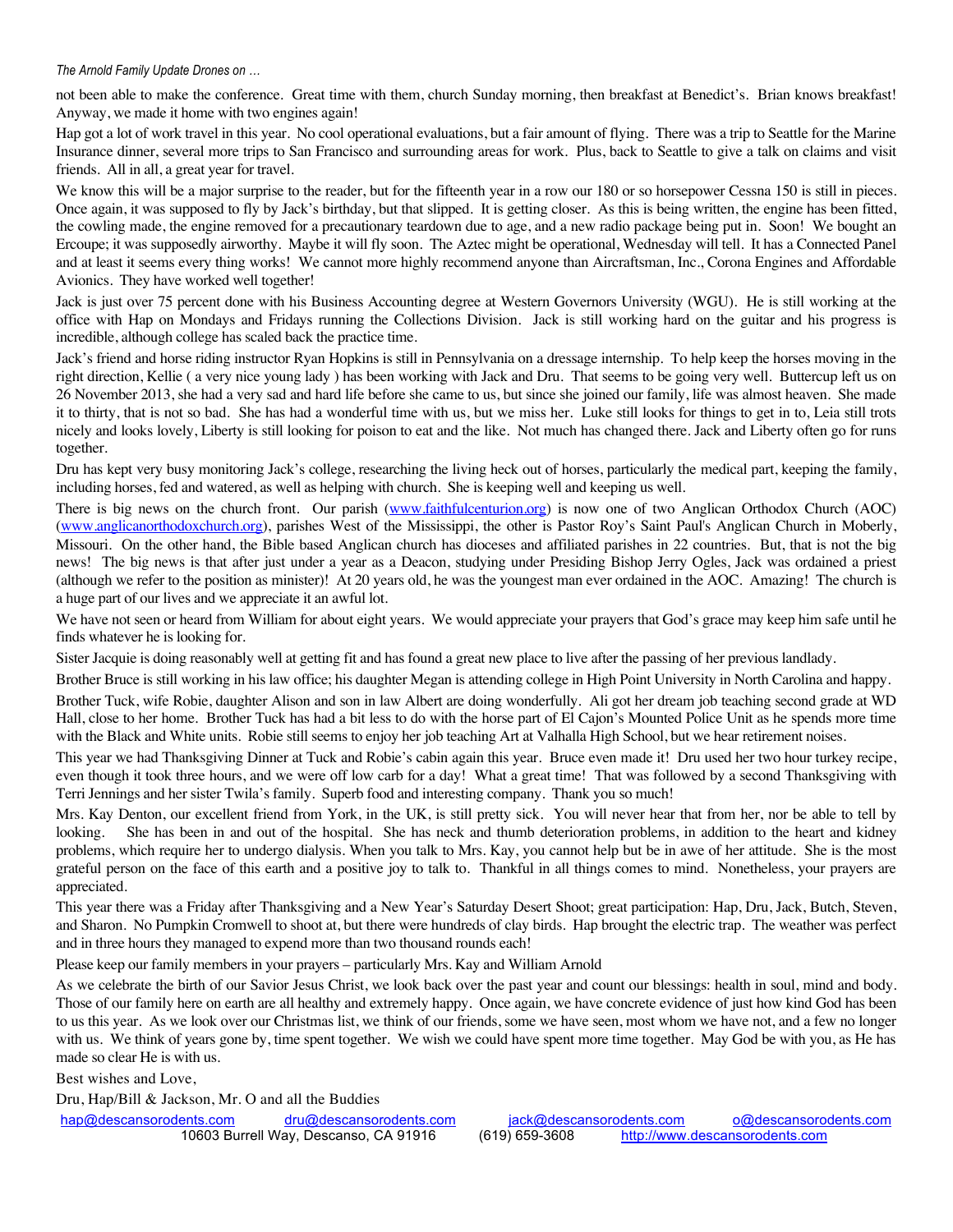*The Arnold Family Update Drones on …*

not been able to make the conference. Great time with them, church Sunday morning, then breakfast at Benedict's. Brian knows breakfast! Anyway, we made it home with two engines again!

Hap got a lot of work travel in this year. No cool operational evaluations, but a fair amount of flying. There was a trip to Seattle for the Marine Insurance dinner, several more trips to San Francisco and surrounding areas for work. Plus, back to Seattle to give a talk on claims and visit friends. All in all, a great year for travel.

We know this will be a major surprise to the reader, but for the fifteenth year in a row our 180 or so horsepower Cessna 150 is still in pieces. Once again, it was supposed to fly by Jack's birthday, but that slipped. It is getting closer. As this is being written, the engine has been fitted, the cowling made, the engine removed for a precautionary teardown due to age, and a new radio package being put in. Soon! We bought an Ercoupe; it was supposedly airworthy. Maybe it will fly soon. The Aztec might be operational, Wednesday will tell. It has a Connected Panel and at least it seems every thing works! We cannot more highly recommend anyone than Aircraftsman, Inc., Corona Engines and Affordable Avionics. They have worked well together!

Jack is just over 75 percent done with his Business Accounting degree at Western Governors University (WGU). He is still working at the office with Hap on Mondays and Fridays running the Collections Division. Jack is still working hard on the guitar and his progress is incredible, although college has scaled back the practice time.

Jack's friend and horse riding instructor Ryan Hopkins is still in Pennsylvania on a dressage internship. To help keep the horses moving in the right direction, Kellie ( a very nice young lady ) has been working with Jack and Dru. That seems to be going very well. Buttercup left us on 26 November 2013, she had a very sad and hard life before she came to us, but since she joined our family, life was almost heaven. She made it to thirty, that is not so bad. She has had a wonderful time with us, but we miss her. Luke still looks for things to get in to, Leia still trots nicely and looks lovely, Liberty is still looking for poison to eat and the like. Not much has changed there. Jack and Liberty often go for runs together.

Dru has kept very busy monitoring Jack's college, researching the living heck out of horses, particularly the medical part, keeping the family, including horses, fed and watered, as well as helping with church. She is keeping well and keeping us well.

There is big news on the church front. Our parish (www.faithfulcenturion.org) is now one of two Anglican Orthodox Church (AOC) (www.anglicanorthodoxchurch.org), parishes West of the Mississippi, the other is Pastor Roy's Saint Paul's Anglican Church in Moberly, Missouri. On the other hand, the Bible based Anglican church has dioceses and affiliated parishes in 22 countries. But, that is not the big news! The big news is that after just under a year as a Deacon, studying under Presiding Bishop Jerry Ogles, Jack was ordained a priest (although we refer to the position as minister)! At 20 years old, he was the youngest man ever ordained in the AOC. Amazing! The church is a huge part of our lives and we appreciate it an awful lot.

We have not seen or heard from William for about eight years. We would appreciate your prayers that God's grace may keep him safe until he finds whatever he is looking for.

Sister Jacquie is doing reasonably well at getting fit and has found a great new place to live after the passing of her previous landlady.

Brother Bruce is still working in his law office; his daughter Megan is attending college in High Point University in North Carolina and happy.

Brother Tuck, wife Robie, daughter Alison and son in law Albert are doing wonderfully. Ali got her dream job teaching second grade at WD Hall, close to her home. Brother Tuck has had a bit less to do with the horse part of El Cajon's Mounted Police Unit as he spends more time with the Black and White units. Robie still seems to enjoy her job teaching Art at Valhalla High School, but we hear retirement noises.

This year we had Thanksgiving Dinner at Tuck and Robie's cabin again this year. Bruce even made it! Dru used her two hour turkey recipe, even though it took three hours, and we were off low carb for a day! What a great time! That was followed by a second Thanksgiving with Terri Jennings and her sister Twila's family. Superb food and interesting company. Thank you so much!

Mrs. Kay Denton, our excellent friend from York, in the UK, is still pretty sick. You will never hear that from her, nor be able to tell by looking. She has been in and out of the hospital. She has neck and thumb deterioration problems, in addition to the heart and kidney problems, which require her to undergo dialysis. When you talk to Mrs. Kay, you cannot help but be in awe of her attitude. She is the most grateful person on the face of this earth and a positive joy to talk to. Thankful in all things comes to mind. Nonetheless, your prayers are appreciated.

This year there was a Friday after Thanksgiving and a New Year's Saturday Desert Shoot; great participation: Hap, Dru, Jack, Butch, Steven, and Sharon. No Pumpkin Cromwell to shoot at, but there were hundreds of clay birds. Hap brought the electric trap. The weather was perfect and in three hours they managed to expend more than two thousand rounds each!

Please keep our family members in your prayers – particularly Mrs. Kay and William Arnold

As we celebrate the birth of our Savior Jesus Christ, we look back over the past year and count our blessings: health in soul, mind and body. Those of our family here on earth are all healthy and extremely happy. Once again, we have concrete evidence of just how kind God has been to us this year. As we look over our Christmas list, we think of our friends, some we have seen, most whom we have not, and a few no longer with us. We think of years gone by, time spent together. We wish we could have spent more time together. May God be with you, as He has made so clear He is with us.

Best wishes and Love,

Dru, Hap/Bill & Jackson, Mr. O and all the Buddies

hap@descansorodents.com dru@descansorodents.com jack@descansorodents.com o@descansorodents.com
10603 Burrell Way, Descanso, CA 91916 (619) 659-3608 http://www.descansorodents.com